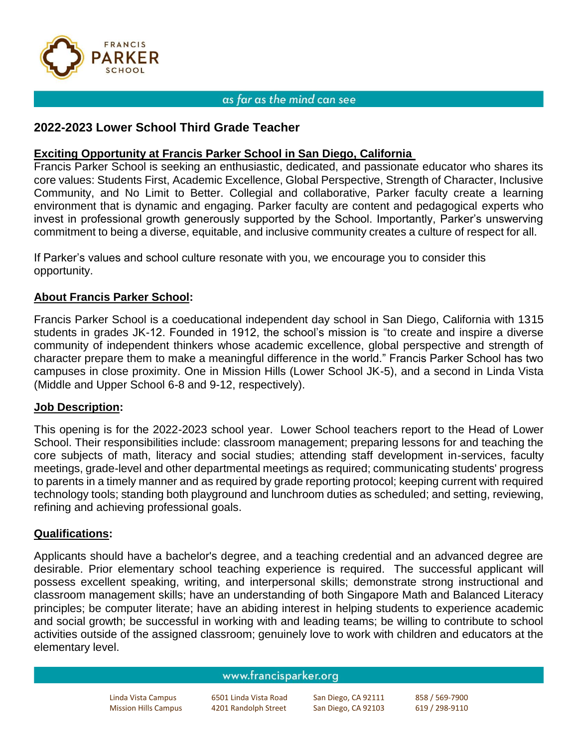FRANCIS PARKER SCHOOL

*as far as the mind can see*

## 2022-2023 Lower School Third Grade Teacher

**Exciting Opportunity at Francis Parker School in San Diego, California**

Francis Parker School is seeking an enthusiastic, dedicated, and passionate educator who shares its core values: Students First, Academic Excellence, Global Perspective, Strength of Character, Inclusive Community, and No Limit to Better. Collegial and collaborative, Parker faculty create a learning environment that is dynamic and engaging. Parker faculty are content and pedagogical experts who invest in professional growth generously supported by the School. Importantly, Parker's unswerving commitment to being a diverse, equitable, and inclusive community creates a culture of respect for all.

If Parker's values and school culture resonate with you, we encourage you to consider this opportunity.

**About Francis Parker School:**

Francis Parker School is a coeducational independent day school in San Diego, California with 1315 students in grades JK-12. Founded in 1912, the school's mission is "to create and inspire a diverse community of independent thinkers whose academic excellence, global perspective and strength of character prepare them to make a meaningful difference in the world." Francis Parker School has two campuses in close proximity. One in Mission Hills (Lower School JK-5), and a second in Linda Vista (Middle and Upper School 6-8 and 9-12, respectively).

**Job Description:**

This opening is for the 2022-2023 school year. Lower School teachers report to the Head of Lower School. Their responsibilities include: classroom management; preparing lessons for and teaching the core subjects of math, literacy and social studies; attending staff development in-services, faculty meetings, grade-level and other departmental meetings as required; communicating students' progress to parents in a timely manner and as required by grade reporting protocol; keeping current with required technology tools; standing both playground and lunchroom duties as scheduled; and setting, reviewing, refining and achieving professional goals.

**Qualifications:**

Applicants should have a bachelor's degree, and a teaching credential and an advanced degree are desirable. Prior elementary school teaching experience is required. The successful applicant will possess excellent speaking, writing, and interpersonal skills; demonstrate strong instructional and classroom management skills; have an understanding of both Singapore Math and Balanced Literacy principles; be computer literate; have an abiding interest in helping students to experience academic and social growth; be successful in working with and leading teams; be willing to contribute to school activities outside of the assigned classroom; genuinely love to work with children and educators at the elementary level.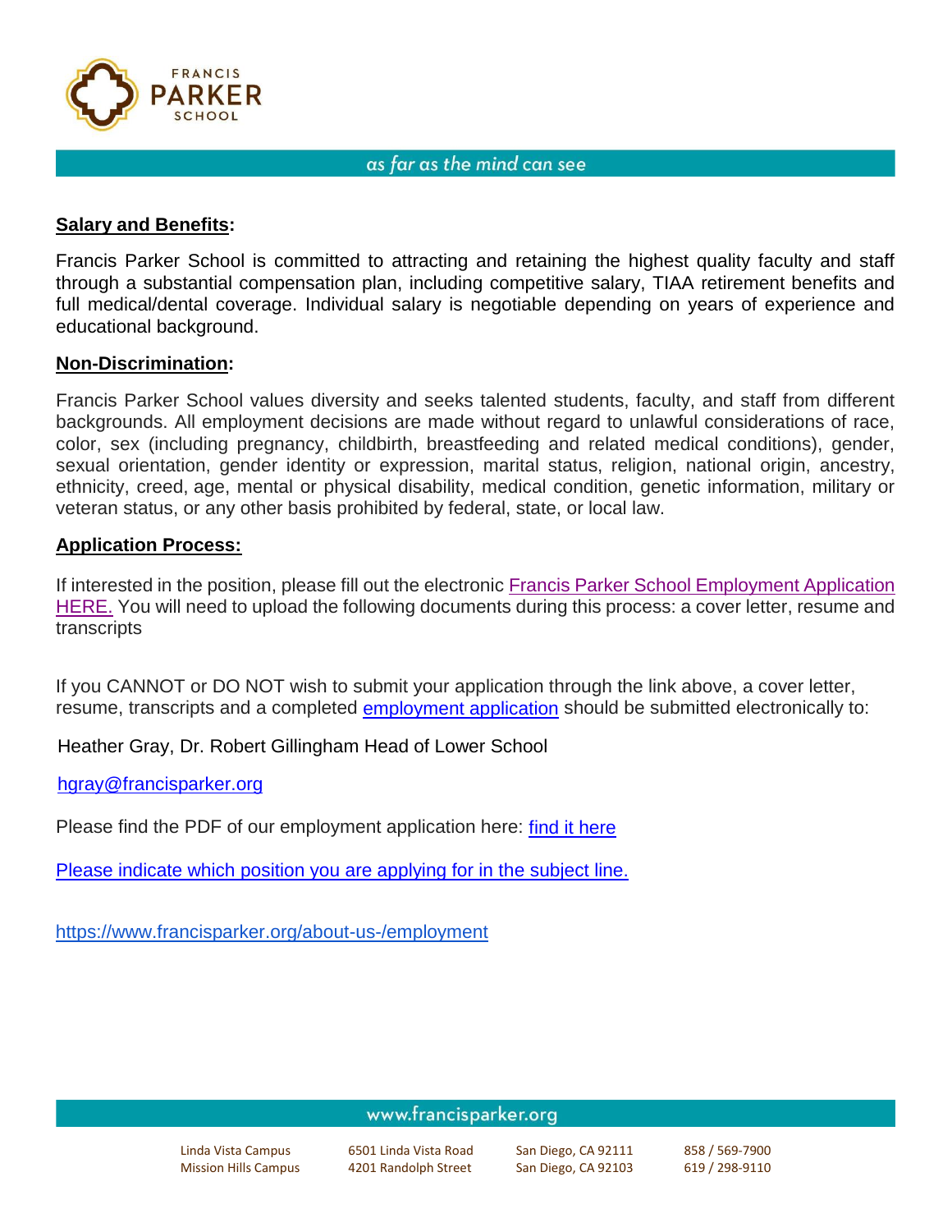**Salary and Benefits:**

Francis Parker School is committed to attracting and retaining the highest quality faculty and staff through a substantial compensation plan, including competitive salary, TIAA retirement benefits and full medical/dental coverage. Individual salary is negotiable depending on years of experience and educational background.

**Non-Discrimination:**

Francis Parker School values diversity and seeks talented students, faculty, and staff from different backgrounds. All employment decisions are made without regard to unlawful considerations of race, color, sex (including pregnancy, childbirth, breastfeeding and related medical conditions), gender, sexual orientation, gender identity or expression, marital status, religion, national origin, ancestry, ethnicity, creed, age, mental or physical disability, medical condition, genetic information, military or veteran status, or any other basis prohibited by federal, state, or local law.

**Application Process:**

If interested in the position, please fill out the electronic Francis Parker School Employment Application HERE. You will need to upload the following documents during this process: a cover letter, resume and transcripts

If you CANNOT or DO NOT wish to submit your application through the link above, a cover letter, resume, transcripts and a completed employment application should be submitted electronically to:

Heather Gray, Dr. Robert Gillingham Head of Lower School

hgray@francisparker.org

Please find the PDF of our employment application here: find it here

Please indicate which position you are applying for in the subject line.

https://www.francisparker.org/about-us-/employment